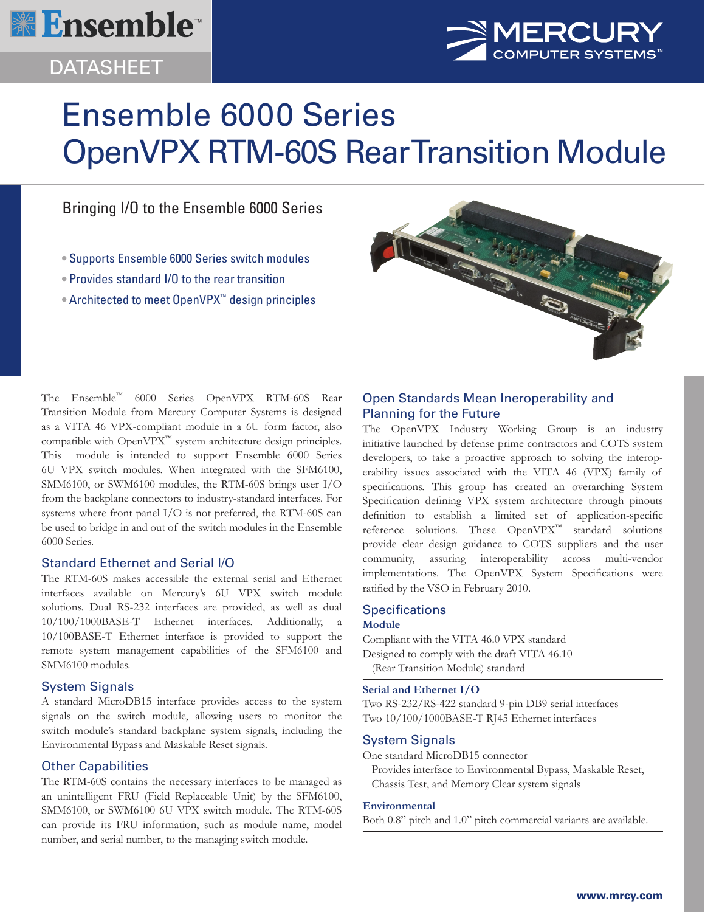Ensemble™

DATASHEET

MERCURY COMPUTER SYSTEMS™

# Ensemble 6000 Series OpenVPX RTM-60S Rear Transition Module

## Bringing I/O to the Ensemble 6000 Series

- Supports Ensemble 6000 Series switch modules
- Provides standard I/O to the rear transition
- Architected to meet OpenVPX™ design principles

The Ensemble™ 6000 Series OpenVPX RTM-60S Rear Transition Module from Mercury Computer Systems is designed as a VITA 46 VPX-compliant module in a 6U form factor, also compatible with OpenVPX™ system architecture design principles. This module is intended to support Ensemble 6000 Series 6U VPX switch modules. When integrated with the SFM6100, SMM6100, or SWM6100 modules, the RTM-60S brings user I/O from the backplane connectors to industry-standard interfaces. For systems where front panel I/O is not preferred, the RTM-60S can be used to bridge in and out of the switch modules in the Ensemble 6000 Series.

### Standard Ethernet and Serial I/O

The RTM-60S makes accessible the external serial and Ethernet interfaces available on Mercury's 6U VPX switch module solutions. Dual RS-232 interfaces are provided, as well as dual 10/100/1000BASE-T Ethernet interfaces. Additionally, a 10/100BASE-T Ethernet interface is provided to support the remote system management capabilities of the SFM6100 and SMM6100 modules.

### System Signals

A standard MicroDB15 interface provides access to the system signals on the switch module, allowing users to monitor the switch module's standard backplane system signals, including the Environmental Bypass and Maskable Reset signals.

### Other Capabilities

The RTM-60S contains the necessary interfaces to be managed as an unintelligent FRU (Field Replaceable Unit) by the SFM6100, SMM6100, or SWM6100 6U VPX switch module. The RTM-60S can provide its FRU information, such as module name, model number, and serial number, to the managing switch module.

### Open Standards Mean Ineroperability and Planning for the Future

The OpenVPX Industry Working Group is an industry initiative launched by defense prime contractors and COTS system developers, to take a proactive approach to solving the interoperability issues associated with the VITA 46 (VPX) family of specifications. This group has created an overarching System Specification defining VPX system architecture through pinouts definition to establish a limited set of application-specific reference solutions. These OpenVPX™ standard solutions provide clear design guidance to COTS suppliers and the user community, assuring interoperability across multi-vendor implementations. The OpenVPX System Specifications were ratified by the VSO in February 2010.

### Specifications

**Module**

Compliant with the VITA 46.0 VPX standard
Designed to comply with the draft VITA 46.10 (Rear Transition Module) standard

**Serial and Ethernet I/O**

Two RS-232/RS-422 standard 9-pin DB9 serial interfaces
Two 10/100/1000BASE-T RJ45 Ethernet interfaces

**System Signals**

One standard MicroDB15 connector
Provides interface to Environmental Bypass, Maskable Reset, Chassis Test, and Memory Clear system signals

**Environmental**

Both 0.8" pitch and 1.0" pitch commercial variants are available.

www.mrcy.com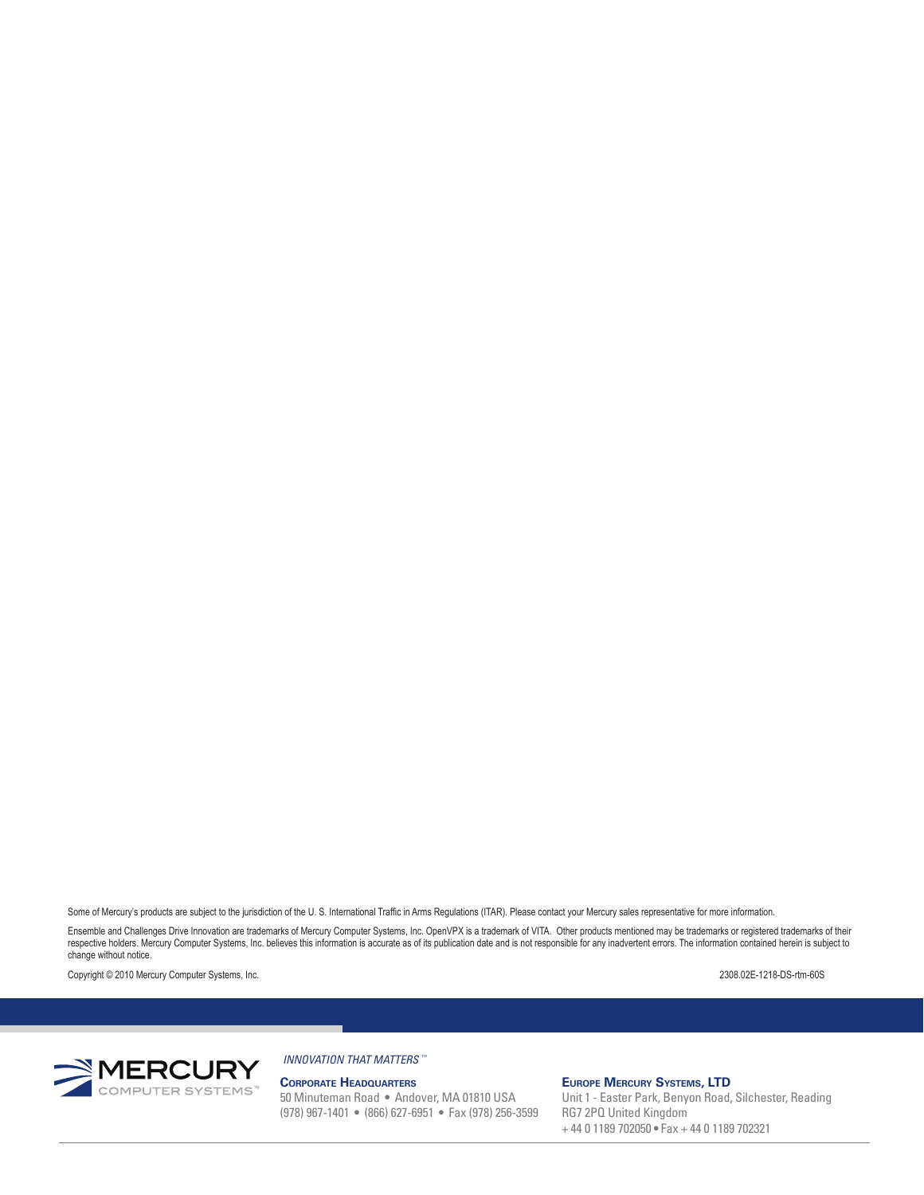Some of Mercury's products are subject to the jurisdiction of the U. S. International Traffic in Arms Regulations (ITAR). Please contact your Mercury sales representative for more information.

Ensemble and Challenges Drive Innovation are trademarks of Mercury Computer Systems, Inc. OpenVPX is a trademark of VITA. Other products mentioned may be trademarks or registered trademarks of their respective holders. Mercury Computer Systems, Inc. believes this information is accurate as of its publication date and is not responsible for any inadvertent errors. The information contained herein is subject to change without notice.

Copyright © 2010 Mercury Computer Systems, Inc.

2308.02E-1218-DS-rtm-60S

MERCURY COMPUTER SYSTEMS™

*INNOVATION THAT MATTERS ™*

**Corporate Headquarters**
50 Minuteman Road • Andover, MA 01810 USA
(978) 967-1401 • (866) 627-6951 • Fax (978) 256-3599

**Europe Mercury Systems, LTD**
Unit 1 - Easter Park, Benyon Road, Silchester, Reading
RG7 2PQ United Kingdom
+ 44 0 1189 702050 • Fax + 44 0 1189 702321